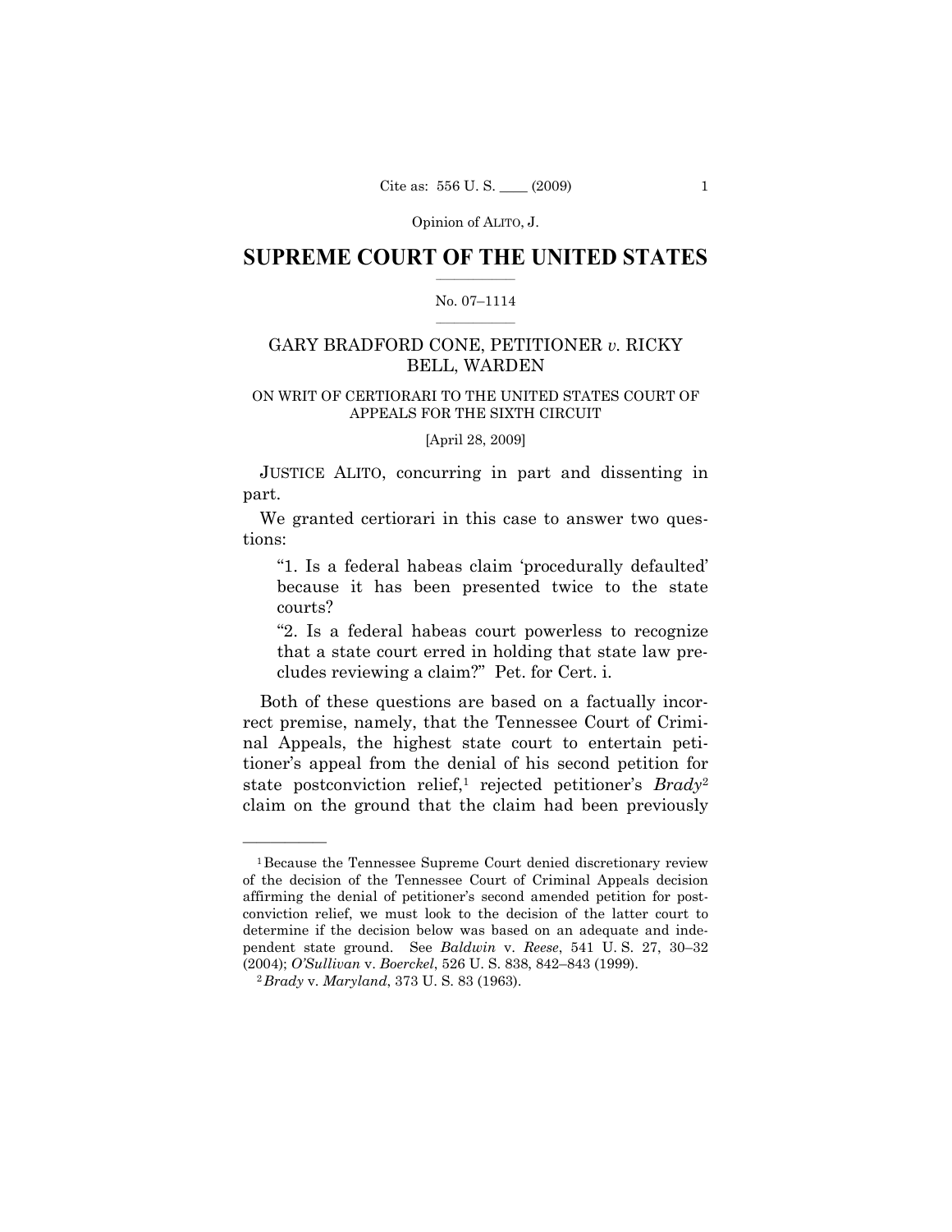# SUPREME COURT OF THE UNITED STATES

No. 07–1114

GARY BRADFORD CONE, PETITIONER *v.* RICKY BELL, WARDEN

ON WRIT OF CERTIORARI TO THE UNITED STATES COURT OF APPEALS FOR THE SIXTH CIRCUIT

[April 28, 2009]

JUSTICE ALITO, concurring in part and dissenting in part.

We granted certiorari in this case to answer two questions:

> "1. Is a federal habeas claim 'procedurally defaulted' because it has been presented twice to the state courts?
>
> "2. Is a federal habeas court powerless to recognize that a state court erred in holding that state law precludes reviewing a claim?" Pet. for Cert. i.

Both of these questions are based on a factually incorrect premise, namely, that the Tennessee Court of Criminal Appeals, the highest state court to entertain petitioner's appeal from the denial of his second petition for state postconviction relief,[1] rejected petitioner's *Brady*[2] claim on the ground that the claim had been previously

---

[1] Because the Tennessee Supreme Court denied discretionary review of the decision of the Tennessee Court of Criminal Appeals decision affirming the denial of petitioner's second amended petition for postconviction relief, we must look to the decision of the latter court to determine if the decision below was based on an adequate and independent state ground. See *Baldwin* v. *Reese*, 541 U. S. 27, 30–32 (2004); *O'Sullivan* v. *Boerckel*, 526 U. S. 838, 842–843 (1999).

[2] *Brady* v. *Maryland*, 373 U. S. 83 (1963).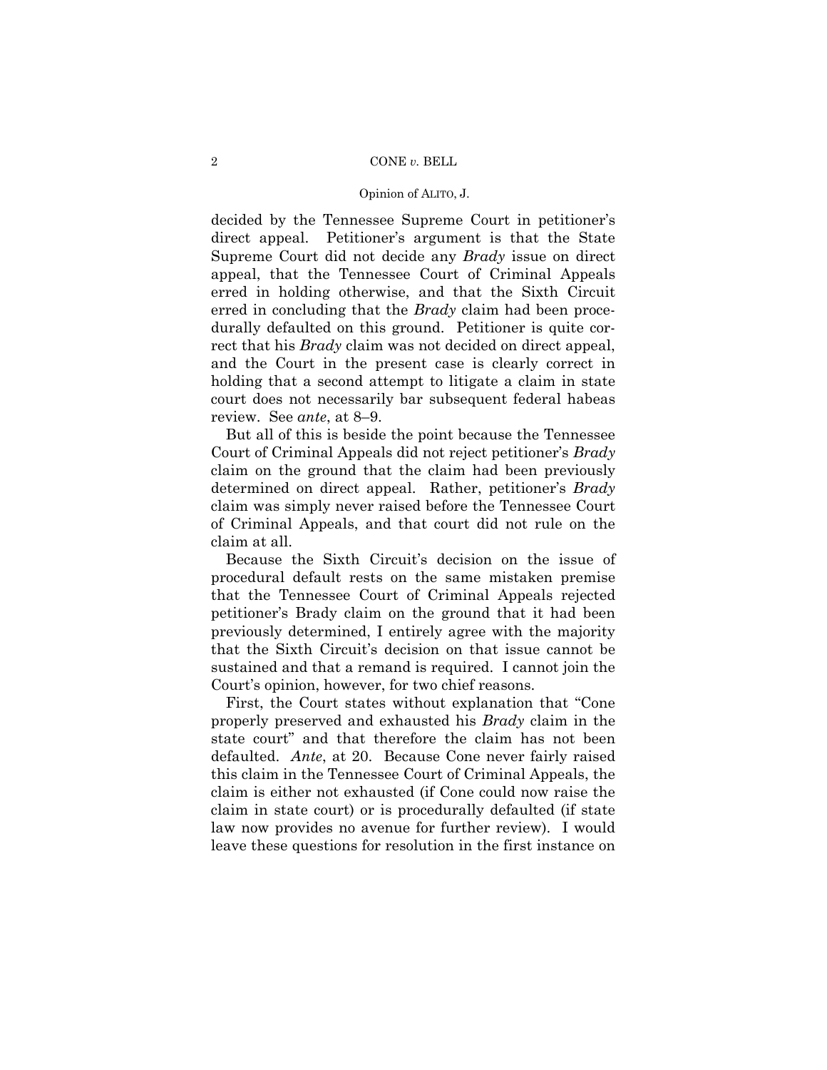decided by the Tennessee Supreme Court in petitioner's direct appeal. Petitioner's argument is that the State Supreme Court did not decide any *Brady* issue on direct appeal, that the Tennessee Court of Criminal Appeals erred in holding otherwise, and that the Sixth Circuit erred in concluding that the *Brady* claim had been procedurally defaulted on this ground. Petitioner is quite correct that his *Brady* claim was not decided on direct appeal, and the Court in the present case is clearly correct in holding that a second attempt to litigate a claim in state court does not necessarily bar subsequent federal habeas review. See *ante*, at 8–9.

But all of this is beside the point because the Tennessee Court of Criminal Appeals did not reject petitioner's *Brady* claim on the ground that the claim had been previously determined on direct appeal. Rather, petitioner's *Brady* claim was simply never raised before the Tennessee Court of Criminal Appeals, and that court did not rule on the claim at all.

Because the Sixth Circuit's decision on the issue of procedural default rests on the same mistaken premise that the Tennessee Court of Criminal Appeals rejected petitioner's Brady claim on the ground that it had been previously determined, I entirely agree with the majority that the Sixth Circuit's decision on that issue cannot be sustained and that a remand is required. I cannot join the Court's opinion, however, for two chief reasons.

First, the Court states without explanation that "Cone properly preserved and exhausted his *Brady* claim in the state court" and that therefore the claim has not been defaulted. *Ante*, at 20. Because Cone never fairly raised this claim in the Tennessee Court of Criminal Appeals, the claim is either not exhausted (if Cone could now raise the claim in state court) or is procedurally defaulted (if state law now provides no avenue for further review). I would leave these questions for resolution in the first instance on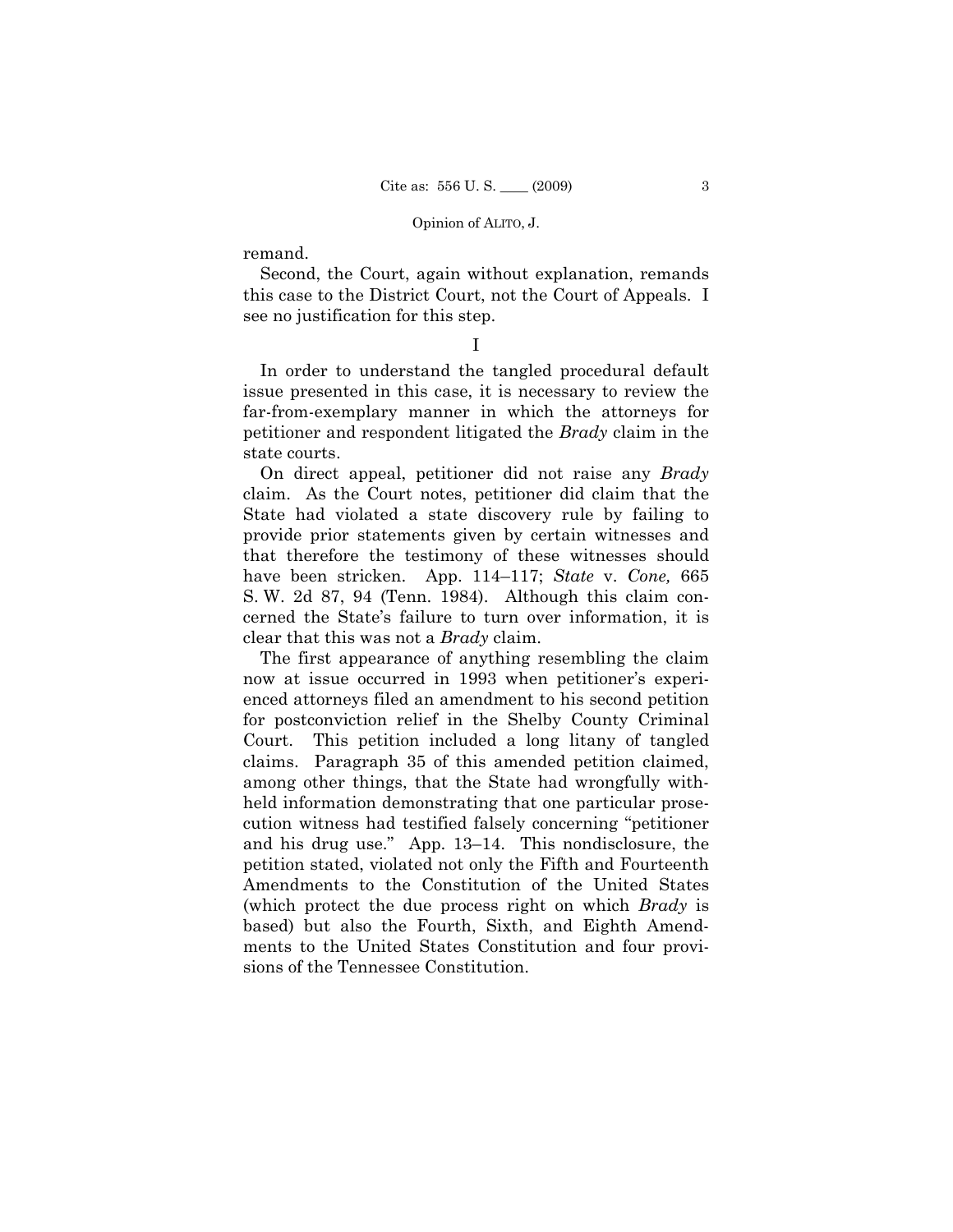remand.

Second, the Court, again without explanation, remands this case to the District Court, not the Court of Appeals. I see no justification for this step.

I

In order to understand the tangled procedural default issue presented in this case, it is necessary to review the far-from-exemplary manner in which the attorneys for petitioner and respondent litigated the *Brady* claim in the state courts.

On direct appeal, petitioner did not raise any *Brady* claim. As the Court notes, petitioner did claim that the State had violated a state discovery rule by failing to provide prior statements given by certain witnesses and that therefore the testimony of these witnesses should have been stricken. App. 114–117; *State* v. *Cone,* 665 S. W. 2d 87, 94 (Tenn. 1984). Although this claim concerned the State's failure to turn over information, it is clear that this was not a *Brady* claim.

The first appearance of anything resembling the claim now at issue occurred in 1993 when petitioner's experienced attorneys filed an amendment to his second petition for postconviction relief in the Shelby County Criminal Court. This petition included a long litany of tangled claims. Paragraph 35 of this amended petition claimed, among other things, that the State had wrongfully withheld information demonstrating that one particular prosecution witness had testified falsely concerning "petitioner and his drug use." App. 13–14. This nondisclosure, the petition stated, violated not only the Fifth and Fourteenth Amendments to the Constitution of the United States (which protect the due process right on which *Brady* is based) but also the Fourth, Sixth, and Eighth Amendments to the United States Constitution and four provisions of the Tennessee Constitution.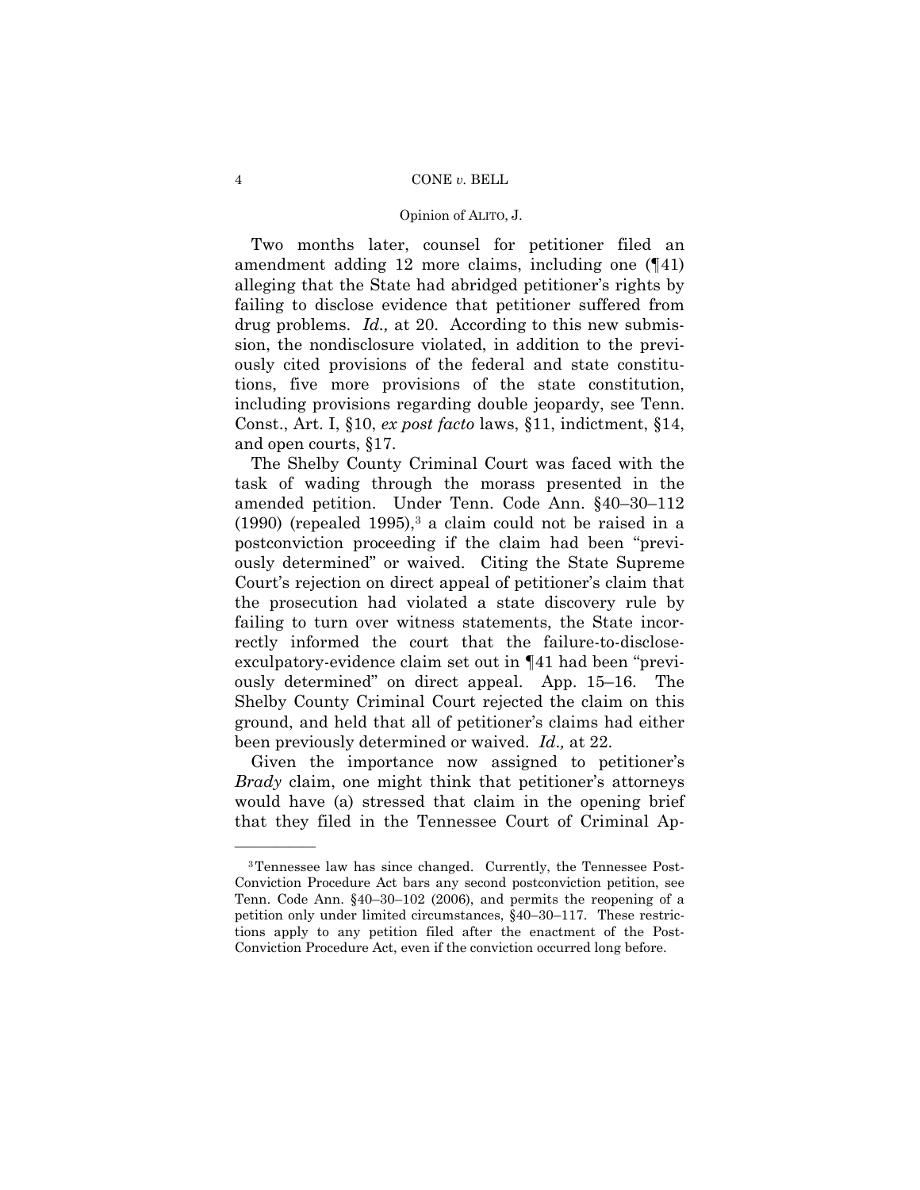Two months later, counsel for petitioner filed an amendment adding 12 more claims, including one (¶41) alleging that the State had abridged petitioner's rights by failing to disclose evidence that petitioner suffered from drug problems. *Id.,* at 20. According to this new submission, the nondisclosure violated, in addition to the previously cited provisions of the federal and state constitutions, five more provisions of the state constitution, including provisions regarding double jeopardy, see Tenn. Const., Art. I, §10, *ex post facto* laws, §11, indictment, §14, and open courts, §17.

The Shelby County Criminal Court was faced with the task of wading through the morass presented in the amended petition. Under Tenn. Code Ann. §40–30–112 (1990) (repealed 1995),[3] a claim could not be raised in a postconviction proceeding if the claim had been "previously determined" or waived. Citing the State Supreme Court's rejection on direct appeal of petitioner's claim that the prosecution had violated a state discovery rule by failing to turn over witness statements, the State incorrectly informed the court that the failure-to-disclose-exculpatory-evidence claim set out in ¶41 had been "previously determined" on direct appeal. App. 15–16. The Shelby County Criminal Court rejected the claim on this ground, and held that all of petitioner's claims had either been previously determined or waived. *Id.,* at 22.

Given the importance now assigned to petitioner's *Brady* claim, one might think that petitioner's attorneys would have (a) stressed that claim in the opening brief that they filed in the Tennessee Court of Criminal Ap-

---

[3] Tennessee law has since changed. Currently, the Tennessee Post-Conviction Procedure Act bars any second postconviction petition, see Tenn. Code Ann. §40–30–102 (2006), and permits the reopening of a petition only under limited circumstances, §40–30–117. These restrictions apply to any petition filed after the enactment of the Post-Conviction Procedure Act, even if the conviction occurred long before.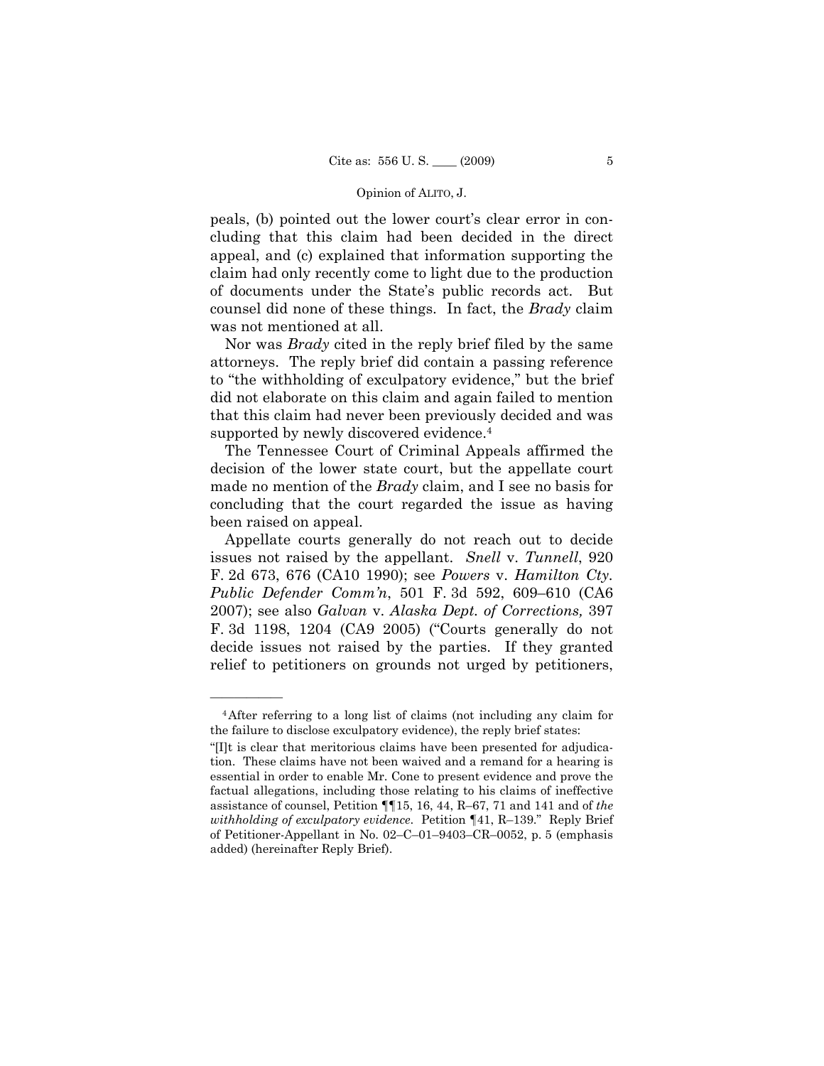peals, (b) pointed out the lower court's clear error in concluding that this claim had been decided in the direct appeal, and (c) explained that information supporting the claim had only recently come to light due to the production of documents under the State's public records act. But counsel did none of these things. In fact, the *Brady* claim was not mentioned at all.

Nor was *Brady* cited in the reply brief filed by the same attorneys. The reply brief did contain a passing reference to "the withholding of exculpatory evidence," but the brief did not elaborate on this claim and again failed to mention that this claim had never been previously decided and was supported by newly discovered evidence.[4]

The Tennessee Court of Criminal Appeals affirmed the decision of the lower state court, but the appellate court made no mention of the *Brady* claim, and I see no basis for concluding that the court regarded the issue as having been raised on appeal.

Appellate courts generally do not reach out to decide issues not raised by the appellant. *Snell* v. *Tunnell*, 920 F. 2d 673, 676 (CA10 1990); see *Powers* v. *Hamilton Cty. Public Defender Comm'n*, 501 F. 3d 592, 609–610 (CA6 2007); see also *Galvan* v. *Alaska Dept. of Corrections,* 397 F. 3d 1198, 1204 (CA9 2005) ("Courts generally do not decide issues not raised by the parties. If they granted relief to petitioners on grounds not urged by petitioners,

---

[4] After referring to a long list of claims (not including any claim for the failure to disclose exculpatory evidence), the reply brief states:

"[I]t is clear that meritorious claims have been presented for adjudication. These claims have not been waived and a remand for a hearing is essential in order to enable Mr. Cone to present evidence and prove the factual allegations, including those relating to his claims of ineffective assistance of counsel, Petition ¶¶15, 16, 44, R–67, 71 and 141 and of *the withholding of exculpatory evidence*. Petition ¶41, R–139." Reply Brief of Petitioner-Appellant in No. 02–C–01–9403–CR–0052, p. 5 (emphasis added) (hereinafter Reply Brief).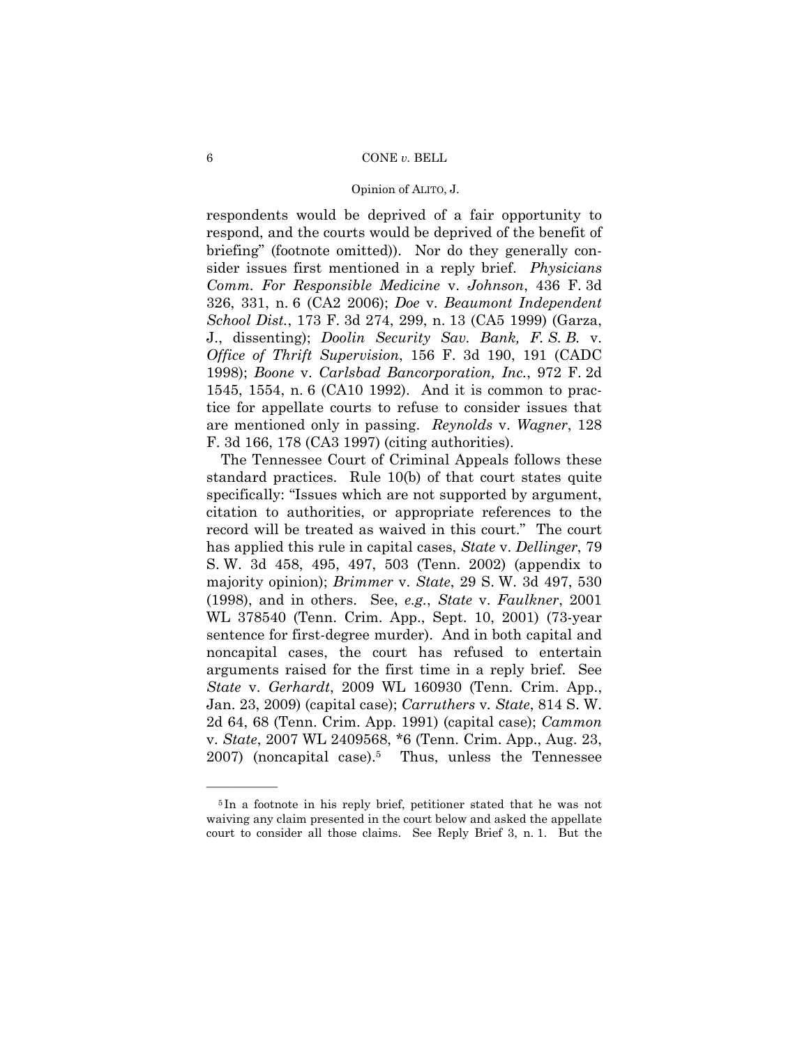respondents would be deprived of a fair opportunity to respond, and the courts would be deprived of the benefit of briefing" (footnote omitted)). Nor do they generally consider issues first mentioned in a reply brief. *Physicians Comm. For Responsible Medicine* v. *Johnson*, 436 F. 3d 326, 331, n. 6 (CA2 2006); *Doe* v. *Beaumont Independent School Dist.*, 173 F. 3d 274, 299, n. 13 (CA5 1999) (Garza, J., dissenting); *Doolin Security Sav. Bank, F. S. B.* v. *Office of Thrift Supervision*, 156 F. 3d 190, 191 (CADC 1998); *Boone* v. *Carlsbad Bancorporation, Inc.*, 972 F. 2d 1545, 1554, n. 6 (CA10 1992). And it is common to practice for appellate courts to refuse to consider issues that are mentioned only in passing. *Reynolds* v. *Wagner*, 128 F. 3d 166, 178 (CA3 1997) (citing authorities).

The Tennessee Court of Criminal Appeals follows these standard practices. Rule 10(b) of that court states quite specifically: "Issues which are not supported by argument, citation to authorities, or appropriate references to the record will be treated as waived in this court." The court has applied this rule in capital cases, *State* v. *Dellinger*, 79 S. W. 3d 458, 495, 497, 503 (Tenn. 2002) (appendix to majority opinion); *Brimmer* v. *State*, 29 S. W. 3d 497, 530 (1998), and in others. See, *e.g.*, *State* v. *Faulkner*, 2001 WL 378540 (Tenn. Crim. App., Sept. 10, 2001) (73-year sentence for first-degree murder). And in both capital and noncapital cases, the court has refused to entertain arguments raised for the first time in a reply brief. See *State* v. *Gerhardt*, 2009 WL 160930 (Tenn. Crim. App., Jan. 23, 2009) (capital case); *Carruthers* v. *State*, 814 S. W. 2d 64, 68 (Tenn. Crim. App. 1991) (capital case); *Cammon* v. *State*, 2007 WL 2409568, *6 (Tenn. Crim. App., Aug. 23, 2007) (noncapital case).[5] Thus, unless the Tennessee

---

[5] In a footnote in his reply brief, petitioner stated that he was not waiving any claim presented in the court below and asked the appellate court to consider all those claims. See Reply Brief 3, n. 1. But the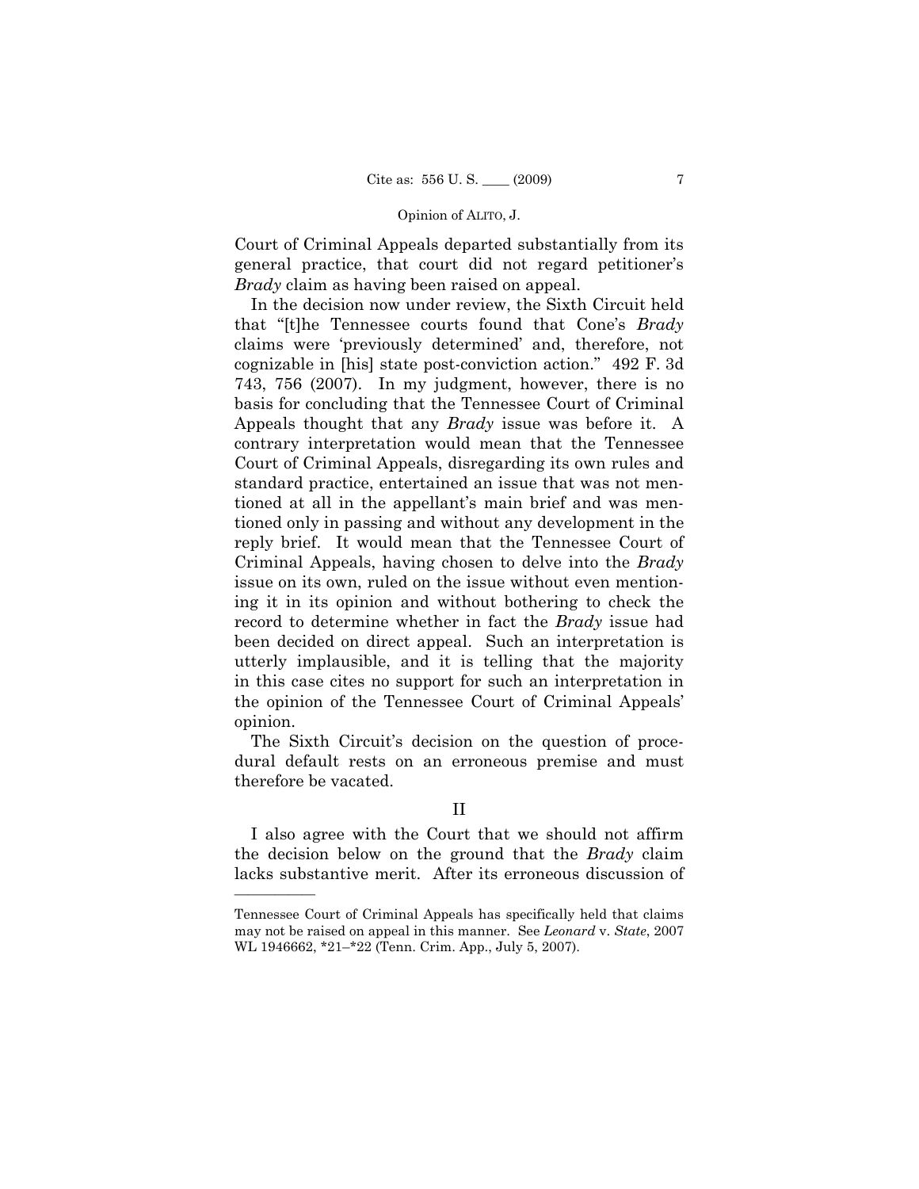Court of Criminal Appeals departed substantially from its general practice, that court did not regard petitioner's *Brady* claim as having been raised on appeal.

In the decision now under review, the Sixth Circuit held that "[t]he Tennessee courts found that Cone's *Brady* claims were 'previously determined' and, therefore, not cognizable in [his] state post-conviction action." 492 F. 3d 743, 756 (2007). In my judgment, however, there is no basis for concluding that the Tennessee Court of Criminal Appeals thought that any *Brady* issue was before it. A contrary interpretation would mean that the Tennessee Court of Criminal Appeals, disregarding its own rules and standard practice, entertained an issue that was not mentioned at all in the appellant's main brief and was mentioned only in passing and without any development in the reply brief. It would mean that the Tennessee Court of Criminal Appeals, having chosen to delve into the *Brady* issue on its own, ruled on the issue without even mentioning it in its opinion and without bothering to check the record to determine whether in fact the *Brady* issue had been decided on direct appeal. Such an interpretation is utterly implausible, and it is telling that the majority in this case cites no support for such an interpretation in the opinion of the Tennessee Court of Criminal Appeals' opinion.

The Sixth Circuit's decision on the question of procedural default rests on an erroneous premise and must therefore be vacated.

## II

I also agree with the Court that we should not affirm the decision below on the ground that the *Brady* claim lacks substantive merit. After its erroneous discussion of

---

Tennessee Court of Criminal Appeals has specifically held that claims may not be raised on appeal in this manner. See *Leonard* v. *State*, 2007 WL 1946662, \*21–\*22 (Tenn. Crim. App., July 5, 2007).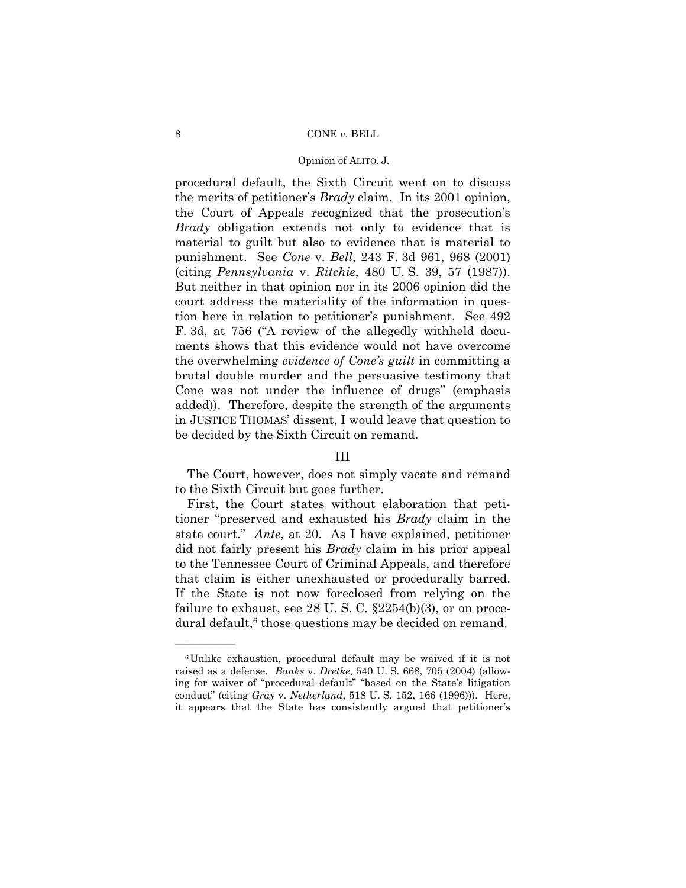procedural default, the Sixth Circuit went on to discuss the merits of petitioner's *Brady* claim. In its 2001 opinion, the Court of Appeals recognized that the prosecution's *Brady* obligation extends not only to evidence that is material to guilt but also to evidence that is material to punishment. See *Cone* v. *Bell*, 243 F. 3d 961, 968 (2001) (citing *Pennsylvania* v. *Ritchie*, 480 U. S. 39, 57 (1987)). But neither in that opinion nor in its 2006 opinion did the court address the materiality of the information in question here in relation to petitioner's punishment. See 492 F. 3d, at 756 ("A review of the allegedly withheld documents shows that this evidence would not have overcome the overwhelming *evidence of Cone's guilt* in committing a brutal double murder and the persuasive testimony that Cone was not under the influence of drugs" (emphasis added)). Therefore, despite the strength of the arguments in JUSTICE THOMAS' dissent, I would leave that question to be decided by the Sixth Circuit on remand.

## III

The Court, however, does not simply vacate and remand to the Sixth Circuit but goes further.

First, the Court states without elaboration that petitioner "preserved and exhausted his *Brady* claim in the state court." *Ante*, at 20. As I have explained, petitioner did not fairly present his *Brady* claim in his prior appeal to the Tennessee Court of Criminal Appeals, and therefore that claim is either unexhausted or procedurally barred. If the State is not now foreclosed from relying on the failure to exhaust, see 28 U. S. C. §2254(b)(3), or on procedural default,[6] those questions may be decided on remand.

---

[6] Unlike exhaustion, procedural default may be waived if it is not raised as a defense. *Banks* v. *Dretke*, 540 U. S. 668, 705 (2004) (allowing for waiver of "procedural default" "based on the State's litigation conduct" (citing *Gray* v. *Netherland*, 518 U. S. 152, 166 (1996))). Here, it appears that the State has consistently argued that petitioner's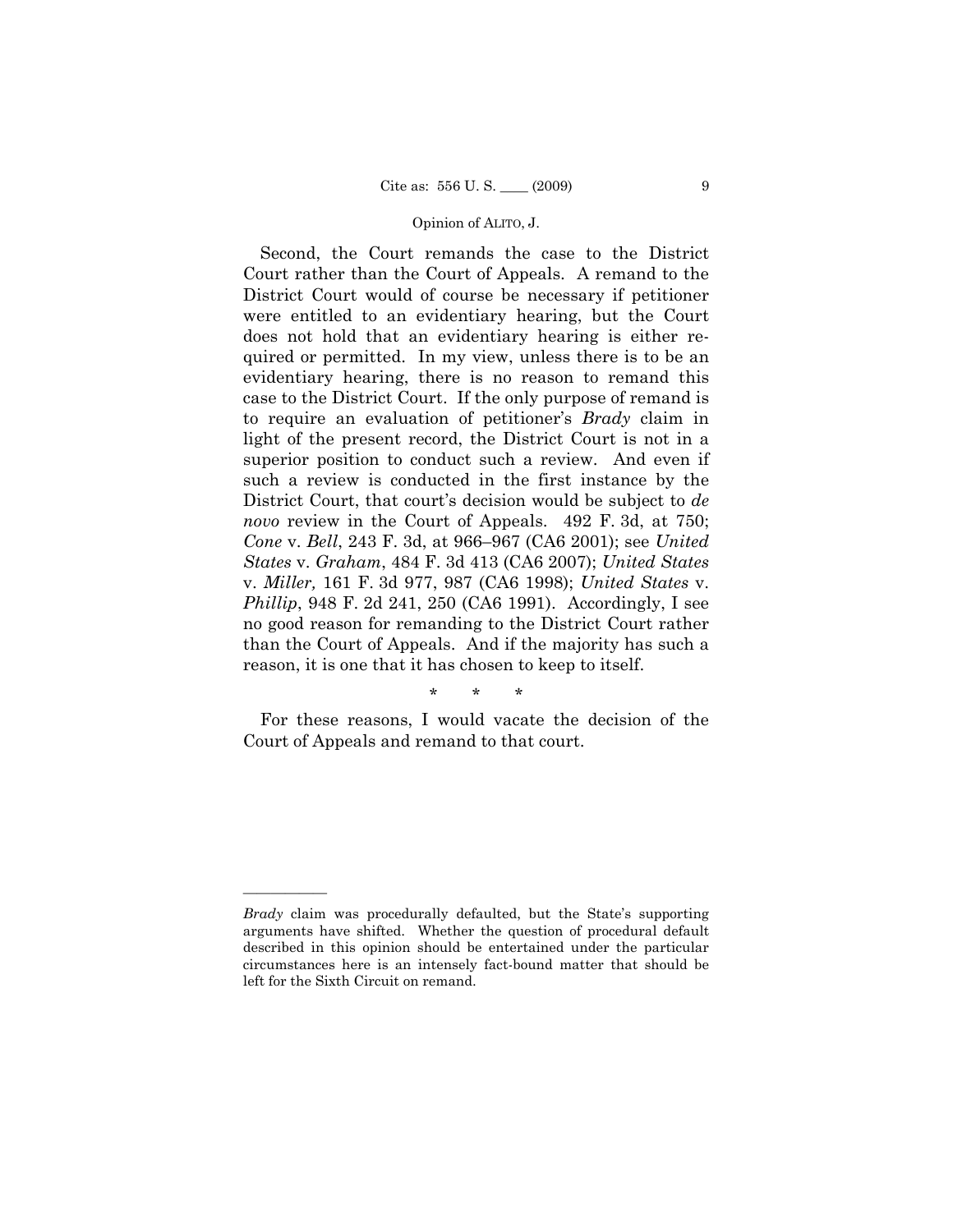Second, the Court remands the case to the District Court rather than the Court of Appeals. A remand to the District Court would of course be necessary if petitioner were entitled to an evidentiary hearing, but the Court does not hold that an evidentiary hearing is either required or permitted. In my view, unless there is to be an evidentiary hearing, there is no reason to remand this case to the District Court. If the only purpose of remand is to require an evaluation of petitioner's *Brady* claim in light of the present record, the District Court is not in a superior position to conduct such a review. And even if such a review is conducted in the first instance by the District Court, that court's decision would be subject to *de novo* review in the Court of Appeals. 492 F. 3d, at 750; *Cone* v. *Bell*, 243 F. 3d, at 966–967 (CA6 2001); see *United States* v. *Graham*, 484 F. 3d 413 (CA6 2007); *United States* v. *Miller,* 161 F. 3d 977, 987 (CA6 1998); *United States* v. *Phillip*, 948 F. 2d 241, 250 (CA6 1991). Accordingly, I see no good reason for remanding to the District Court rather than the Court of Appeals. And if the majority has such a reason, it is one that it has chosen to keep to itself.

\* \* \*

For these reasons, I would vacate the decision of the Court of Appeals and remand to that court.

---

*Brady* claim was procedurally defaulted, but the State's supporting arguments have shifted. Whether the question of procedural default described in this opinion should be entertained under the particular circumstances here is an intensely fact-bound matter that should be left for the Sixth Circuit on remand.